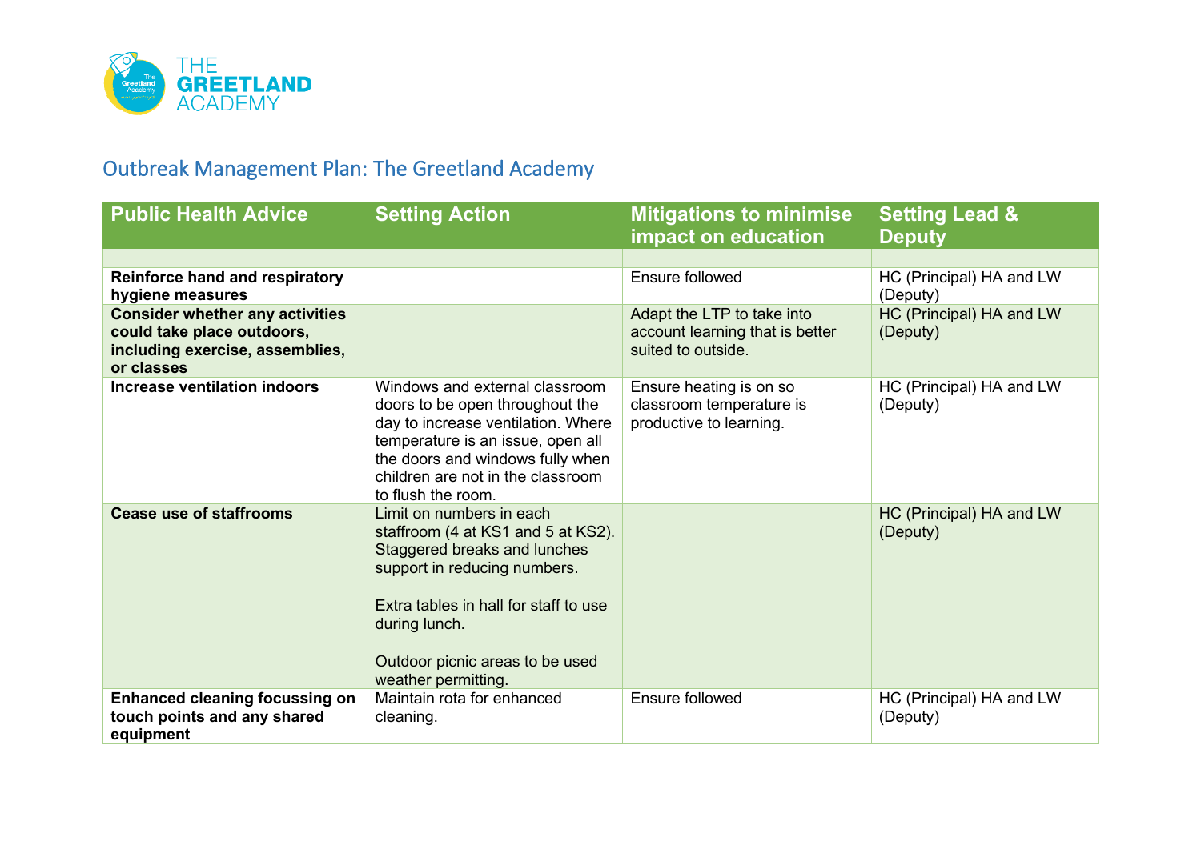THE GREETLAND ACADEMY

## Outbreak Management Plan: The Greetland Academy

| Public Health Advice | Setting Action | Mitigations to minimise impact on education | Setting Lead & Deputy |
|---|---|---|---|
| | | | |
| **Reinforce hand and respiratory hygiene measures** | | Ensure followed | HC (Principal) HA and LW (Deputy) |
| **Consider whether any activities could take place outdoors, including exercise, assemblies, or classes** | | Adapt the LTP to take into account learning that is better suited to outside. | HC (Principal) HA and LW (Deputy) |
| **Increase ventilation indoors** | Windows and external classroom doors to be open throughout the day to increase ventilation. Where temperature is an issue, open all the doors and windows fully when children are not in the classroom to flush the room. | Ensure heating is on so classroom temperature is productive to learning. | HC (Principal) HA and LW (Deputy) |
| **Cease use of staffrooms** | Limit on numbers in each staffroom (4 at KS1 and 5 at KS2). Staggered breaks and lunches support in reducing numbers.<br><br>Extra tables in hall for staff to use during lunch.<br><br>Outdoor picnic areas to be used weather permitting. | | HC (Principal) HA and LW (Deputy) |
| **Enhanced cleaning focussing on touch points and any shared equipment** | Maintain rota for enhanced cleaning. | Ensure followed | HC (Principal) HA and LW (Deputy) |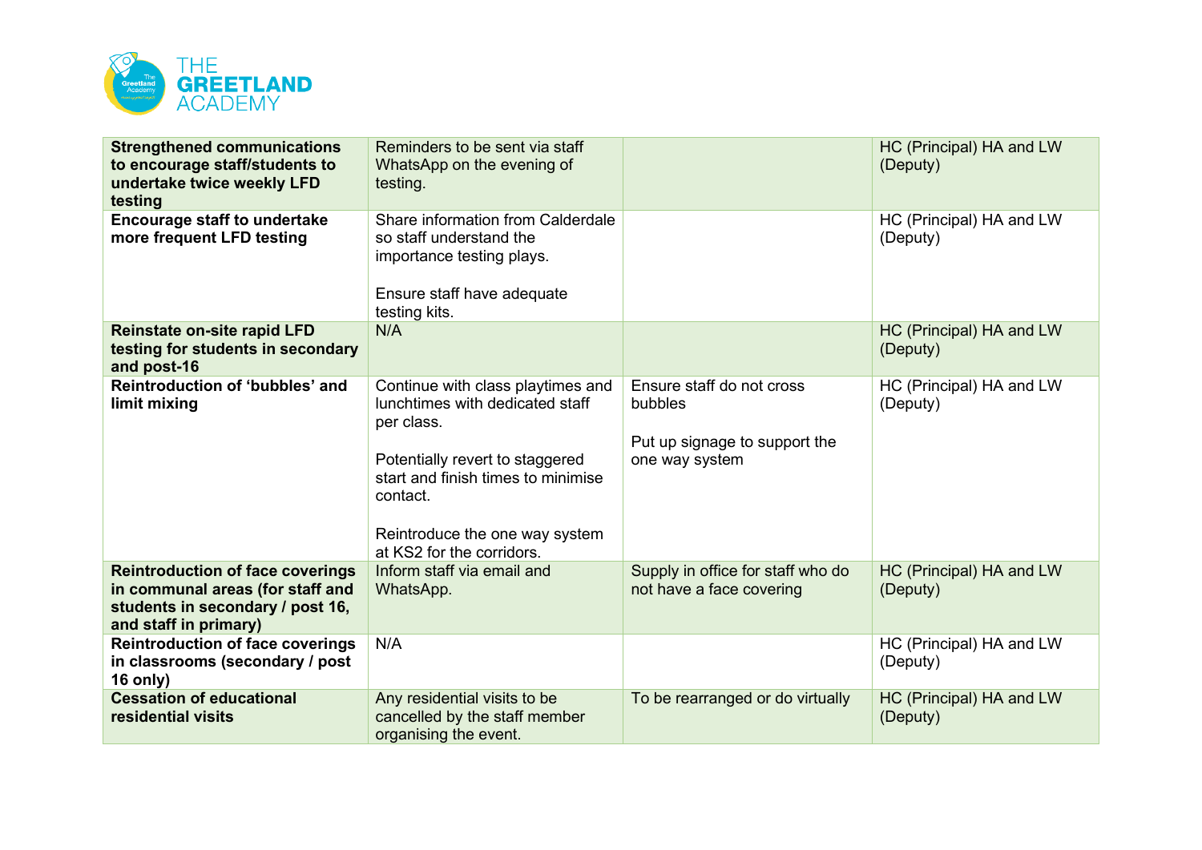| | | | |
|---|---|---|---|
| **Strengthened communications to encourage staff/students to undertake twice weekly LFD testing** | Reminders to be sent via staff WhatsApp on the evening of testing. | | HC (Principal) HA and LW (Deputy) |
| **Encourage staff to undertake more frequent LFD testing** | Share information from Calderdale so staff understand the importance testing plays.<br><br>Ensure staff have adequate testing kits. | | HC (Principal) HA and LW (Deputy) |
| **Reinstate on-site rapid LFD testing for students in secondary and post-16** | N/A | | HC (Principal) HA and LW (Deputy) |
| **Reintroduction of 'bubbles' and limit mixing** | Continue with class playtimes and lunchtimes with dedicated staff per class.<br><br>Potentially revert to staggered start and finish times to minimise contact.<br><br>Reintroduce the one way system at KS2 for the corridors. | Ensure staff do not cross bubbles<br><br>Put up signage to support the one way system | HC (Principal) HA and LW (Deputy) |
| **Reintroduction of face coverings in communal areas (for staff and students in secondary / post 16, and staff in primary)** | Inform staff via email and WhatsApp. | Supply in office for staff who do not have a face covering | HC (Principal) HA and LW (Deputy) |
| **Reintroduction of face coverings in classrooms (secondary / post 16 only)** | N/A | | HC (Principal) HA and LW (Deputy) |
| **Cessation of educational residential visits** | Any residential visits to be cancelled by the staff member organising the event. | To be rearranged or do virtually | HC (Principal) HA and LW (Deputy) |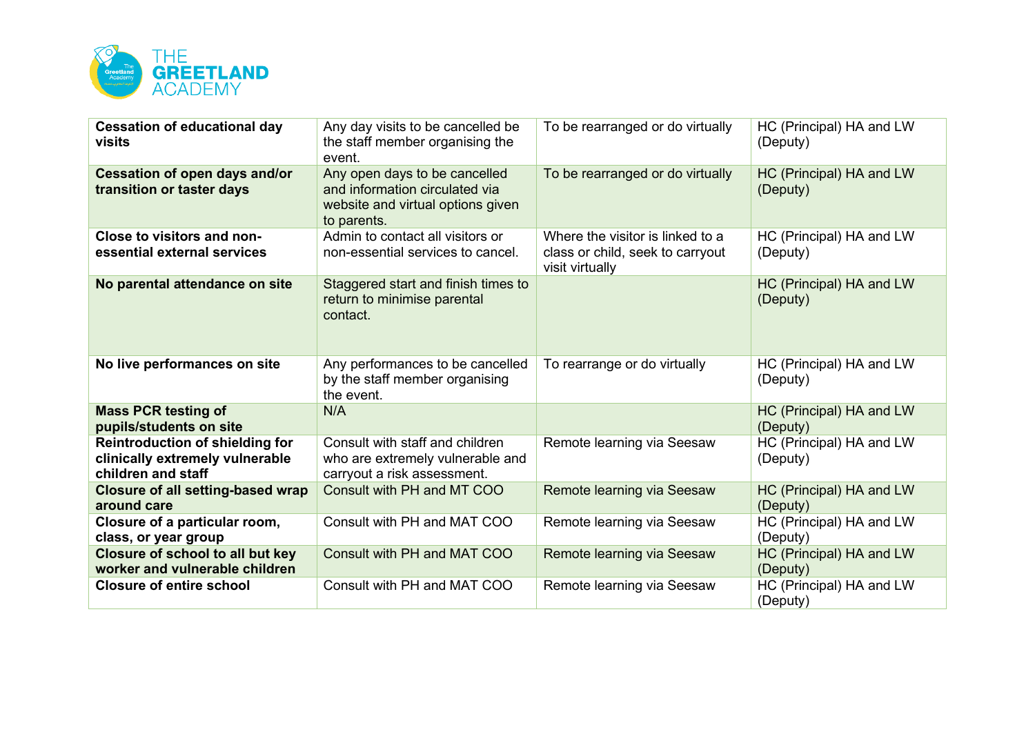| | | | |
|---|---|---|---|
| **Cessation of educational day visits** | Any day visits to be cancelled be the staff member organising the event. | To be rearranged or do virtually | HC (Principal) HA and LW (Deputy) |
| **Cessation of open days and/or transition or taster days** | Any open days to be cancelled and information circulated via website and virtual options given to parents. | To be rearranged or do virtually | HC (Principal) HA and LW (Deputy) |
| **Close to visitors and non-essential external services** | Admin to contact all visitors or non-essential services to cancel. | Where the visitor is linked to a class or child, seek to carryout visit virtually | HC (Principal) HA and LW (Deputy) |
| **No parental attendance on site** | Staggered start and finish times to return to minimise parental contact. | | HC (Principal) HA and LW (Deputy) |
| **No live performances on site** | Any performances to be cancelled by the staff member organising the event. | To rearrange or do virtually | HC (Principal) HA and LW (Deputy) |
| **Mass PCR testing of pupils/students on site** | N/A | | HC (Principal) HA and LW (Deputy) |
| **Reintroduction of shielding for clinically extremely vulnerable children and staff** | Consult with staff and children who are extremely vulnerable and carryout a risk assessment. | Remote learning via Seesaw | HC (Principal) HA and LW (Deputy) |
| **Closure of all setting-based wrap around care** | Consult with PH and MT COO | Remote learning via Seesaw | HC (Principal) HA and LW (Deputy) |
| **Closure of a particular room, class, or year group** | Consult with PH and MAT COO | Remote learning via Seesaw | HC (Principal) HA and LW (Deputy) |
| **Closure of school to all but key worker and vulnerable children** | Consult with PH and MAT COO | Remote learning via Seesaw | HC (Principal) HA and LW (Deputy) |
| **Closure of entire school** | Consult with PH and MAT COO | Remote learning via Seesaw | HC (Principal) HA and LW (Deputy) |